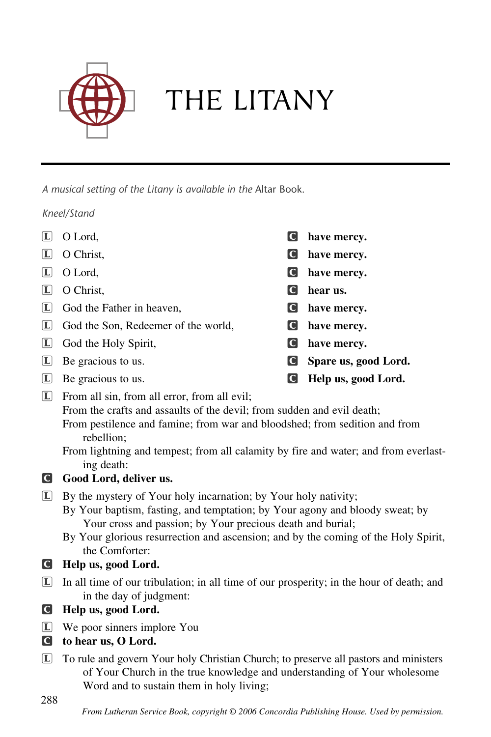# THE LITANY

*A musical setting of the Litany is available in the* Altar Book.

*Kneel/Stand*

L O Lord, C **have mercy.**

L O Christ, C **have mercy.**

L O Lord, C **have mercy.**

L O Christ, C **hear us.**

L God the Father in heaven, C **have mercy.**

L God the Son, Redeemer of the world, C **have mercy.**

L God the Holy Spirit, C **have mercy.**

L Be gracious to us. C **Spare us, good Lord.**

L Be gracious to us. C **Help us, good Lord.**

L From all sin, from all error, from all evil;
From the crafts and assaults of the devil; from sudden and evil death;
From pestilence and famine; from war and bloodshed; from sedition and from rebellion;
From lightning and tempest; from all calamity by fire and water; and from everlasting death:

C **Good Lord, deliver us.**

L By the mystery of Your holy incarnation; by Your holy nativity;
By Your baptism, fasting, and temptation; by Your agony and bloody sweat; by Your cross and passion; by Your precious death and burial;
By Your glorious resurrection and ascension; and by the coming of the Holy Spirit, the Comforter:

C **Help us, good Lord.**

L In all time of our tribulation; in all time of our prosperity; in the hour of death; and in the day of judgment:

C **Help us, good Lord.**

L We poor sinners implore You

C **to hear us, O Lord.**

L To rule and govern Your holy Christian Church; to preserve all pastors and ministers of Your Church in the true knowledge and understanding of Your wholesome Word and to sustain them in holy living;

*From Lutheran Service Book, copyright © 2006 Concordia Publishing House. Used by permission.*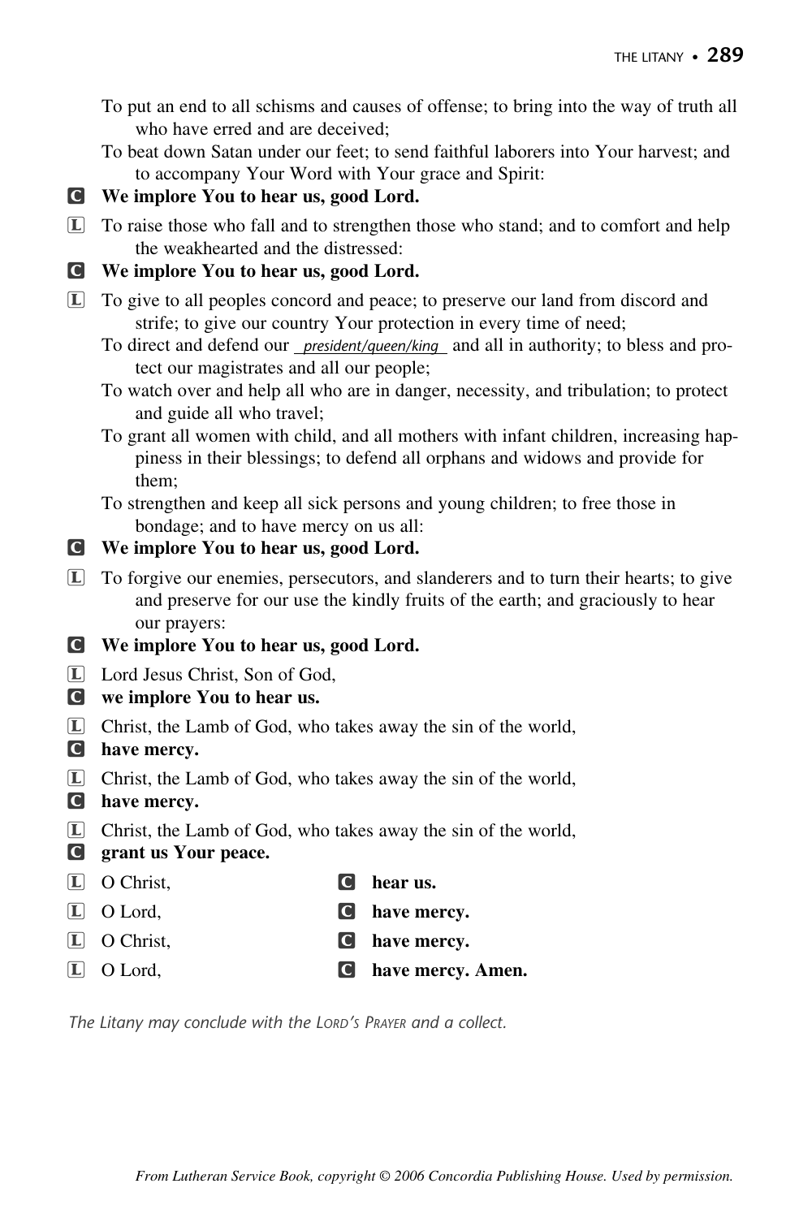To put an end to all schisms and causes of offense; to bring into the way of truth all who have erred and are deceived;

To beat down Satan under our feet; to send faithful laborers into Your harvest; and to accompany Your Word with Your grace and Spirit:

**C We implore You to hear us, good Lord.**

L To raise those who fall and to strengthen those who stand; and to comfort and help the weakhearted and the distressed:

**C We implore You to hear us, good Lord.**

L To give to all peoples concord and peace; to preserve our land from discord and strife; to give our country Your protection in every time of need;

To direct and defend our *president/queen/king* and all in authority; to bless and protect our magistrates and all our people;

To watch over and help all who are in danger, necessity, and tribulation; to protect and guide all who travel;

To grant all women with child, and all mothers with infant children, increasing happiness in their blessings; to defend all orphans and widows and provide for them;

To strengthen and keep all sick persons and young children; to free those in bondage; and to have mercy on us all:

**C We implore You to hear us, good Lord.**

L To forgive our enemies, persecutors, and slanderers and to turn their hearts; to give and preserve for our use the kindly fruits of the earth; and graciously to hear our prayers:

**C We implore You to hear us, good Lord.**

L Lord Jesus Christ, Son of God,

**C we implore You to hear us.**

L Christ, the Lamb of God, who takes away the sin of the world,

**C have mercy.**

L Christ, the Lamb of God, who takes away the sin of the world,

**C have mercy.**

L Christ, the Lamb of God, who takes away the sin of the world,

**C grant us Your peace.**

L O Christ, **C hear us.**

L O Lord, **C have mercy.**

L O Christ, **C have mercy.**

L O Lord, **C have mercy. Amen.**

*The Litany may conclude with the Lord's Prayer and a collect.*

*From Lutheran Service Book, copyright © 2006 Concordia Publishing House. Used by permission.*